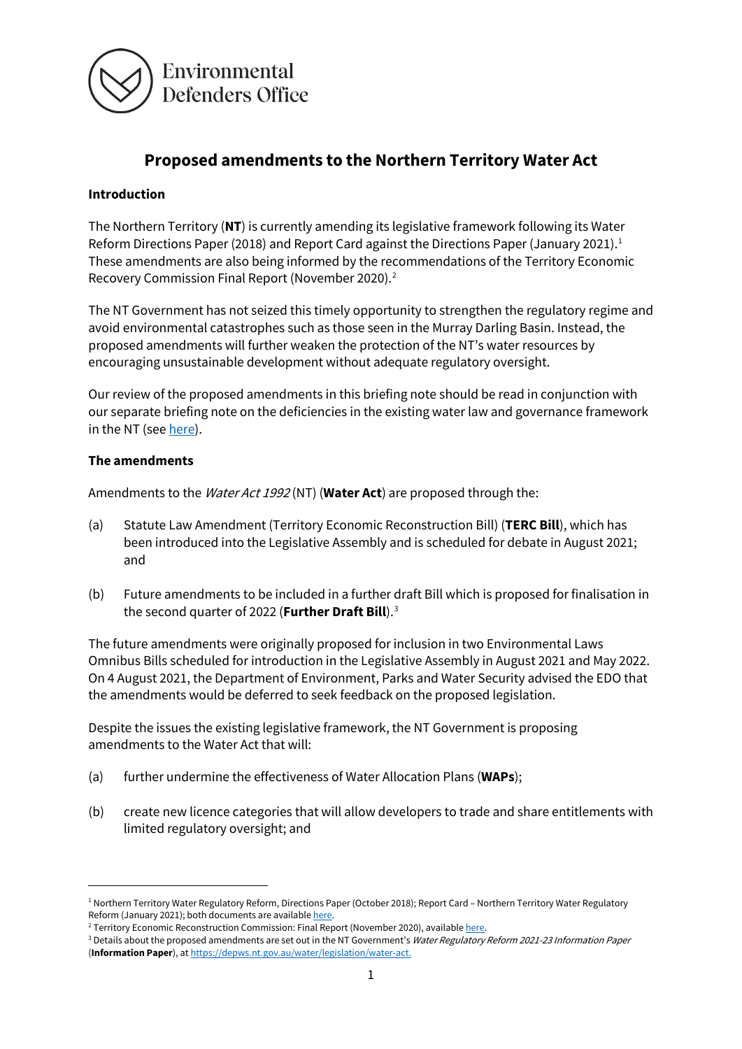Environmental Defenders Office

# Proposed amendments to the Northern Territory Water Act

## Introduction

The Northern Territory (**NT**) is currently amending its legislative framework following its Water Reform Directions Paper (2018) and Report Card against the Directions Paper (January 2021).[1] These amendments are also being informed by the recommendations of the Territory Economic Recovery Commission Final Report (November 2020).[2]

The NT Government has not seized this timely opportunity to strengthen the regulatory regime and avoid environmental catastrophes such as those seen in the Murray Darling Basin. Instead, the proposed amendments will further weaken the protection of the NT's water resources by encouraging unsustainable development without adequate regulatory oversight.

Our review of the proposed amendments in this briefing note should be read in conjunction with our separate briefing note on the deficiencies in the existing water law and governance framework in the NT (see here).

## The amendments

Amendments to the *Water Act 1992* (NT) (**Water Act**) are proposed through the:

(a) Statute Law Amendment (Territory Economic Reconstruction Bill) (**TERC Bill**), which has been introduced into the Legislative Assembly and is scheduled for debate in August 2021; and

(b) Future amendments to be included in a further draft Bill which is proposed for finalisation in the second quarter of 2022 (**Further Draft Bill**).[3]

The future amendments were originally proposed for inclusion in two Environmental Laws Omnibus Bills scheduled for introduction in the Legislative Assembly in August 2021 and May 2022. On 4 August 2021, the Department of Environment, Parks and Water Security advised the EDO that the amendments would be deferred to seek feedback on the proposed legislation.

Despite the issues the existing legislative framework, the NT Government is proposing amendments to the Water Act that will:

(a) further undermine the effectiveness of Water Allocation Plans (**WAPs**);

(b) create new licence categories that will allow developers to trade and share entitlements with limited regulatory oversight; and

---

[1] Northern Territory Water Regulatory Reform, Directions Paper (October 2018); Report Card – Northern Territory Water Regulatory Reform (January 2021); both documents are available here.

[2] Territory Economic Reconstruction Commission: Final Report (November 2020), available here.

[3] Details about the proposed amendments are set out in the NT Government's *Water Regulatory Reform 2021-23 Information Paper* (**Information Paper**), at https://depws.nt.gov.au/water/legislation/water-act.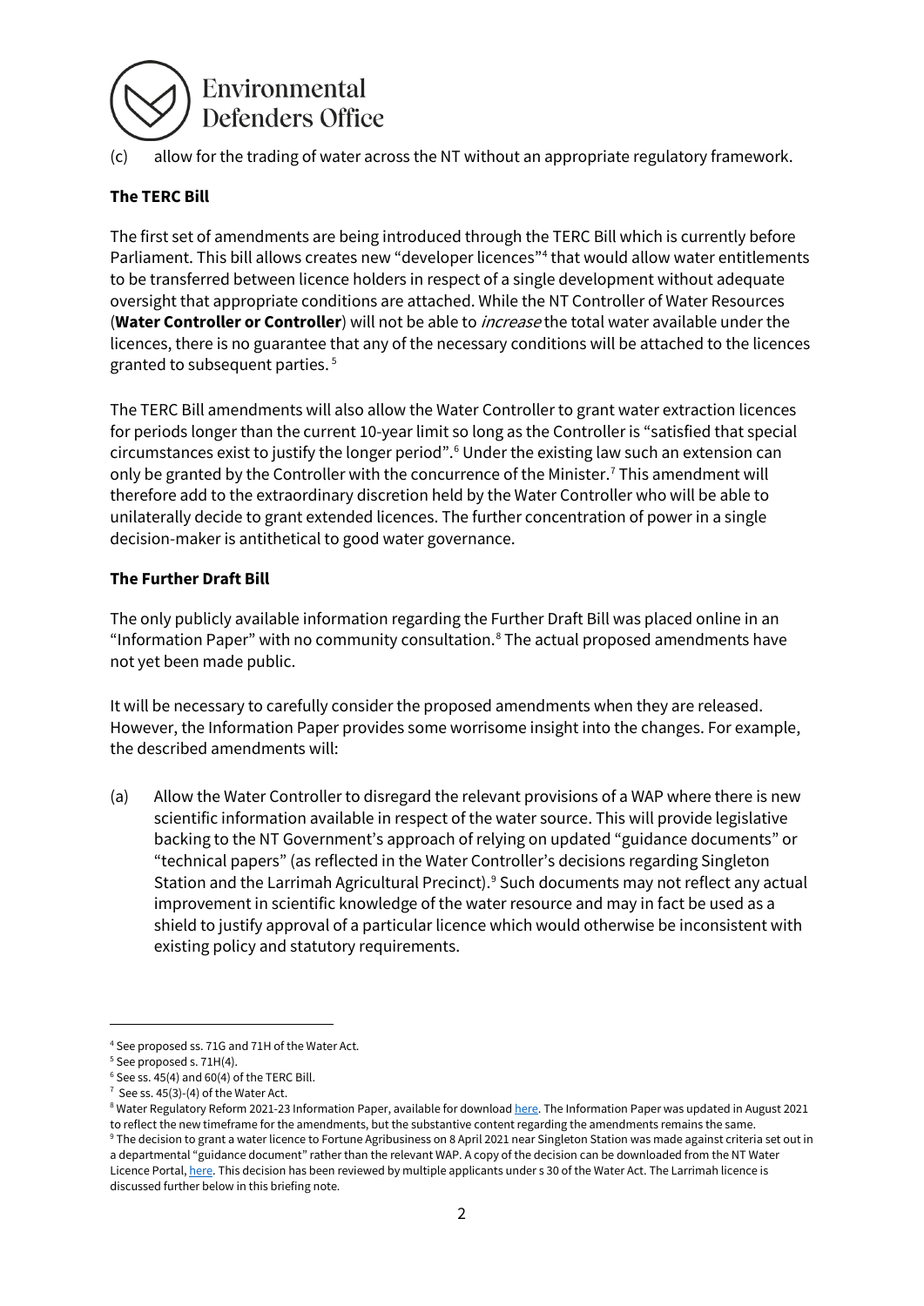(c) allow for the trading of water across the NT without an appropriate regulatory framework.

**The TERC Bill**

The first set of amendments are being introduced through the TERC Bill which is currently before Parliament. This bill allows creates new "developer licences"[4] that would allow water entitlements to be transferred between licence holders in respect of a single development without adequate oversight that appropriate conditions are attached. While the NT Controller of Water Resources (**Water Controller or Controller**) will not be able to *increase* the total water available under the licences, there is no guarantee that any of the necessary conditions will be attached to the licences granted to subsequent parties. [5]

The TERC Bill amendments will also allow the Water Controller to grant water extraction licences for periods longer than the current 10-year limit so long as the Controller is "satisfied that special circumstances exist to justify the longer period".[6] Under the existing law such an extension can only be granted by the Controller with the concurrence of the Minister.[7] This amendment will therefore add to the extraordinary discretion held by the Water Controller who will be able to unilaterally decide to grant extended licences. The further concentration of power in a single decision-maker is antithetical to good water governance.

**The Further Draft Bill**

The only publicly available information regarding the Further Draft Bill was placed online in an "Information Paper" with no community consultation.[8] The actual proposed amendments have not yet been made public.

It will be necessary to carefully consider the proposed amendments when they are released. However, the Information Paper provides some worrisome insight into the changes. For example, the described amendments will:

(a) Allow the Water Controller to disregard the relevant provisions of a WAP where there is new scientific information available in respect of the water source. This will provide legislative backing to the NT Government's approach of relying on updated "guidance documents" or "technical papers" (as reflected in the Water Controller's decisions regarding Singleton Station and the Larrimah Agricultural Precinct).[9] Such documents may not reflect any actual improvement in scientific knowledge of the water resource and may in fact be used as a shield to justify approval of a particular licence which would otherwise be inconsistent with existing policy and statutory requirements.

---

[4] See proposed ss. 71G and 71H of the Water Act.

[5] See proposed s. 71H(4).

[6] See ss. 45(4) and 60(4) of the TERC Bill.

[7] See ss. 45(3)-(4) of the Water Act.

[8] Water Regulatory Reform 2021-23 Information Paper, available for download here. The Information Paper was updated in August 2021 to reflect the new timeframe for the amendments, but the substantive content regarding the amendments remains the same.

[9] The decision to grant a water licence to Fortune Agribusiness on 8 April 2021 near Singleton Station was made against criteria set out in a departmental "guidance document" rather than the relevant WAP. A copy of the decision can be downloaded from the NT Water Licence Portal, here. This decision has been reviewed by multiple applicants under s 30 of the Water Act. The Larrimah licence is discussed further below in this briefing note.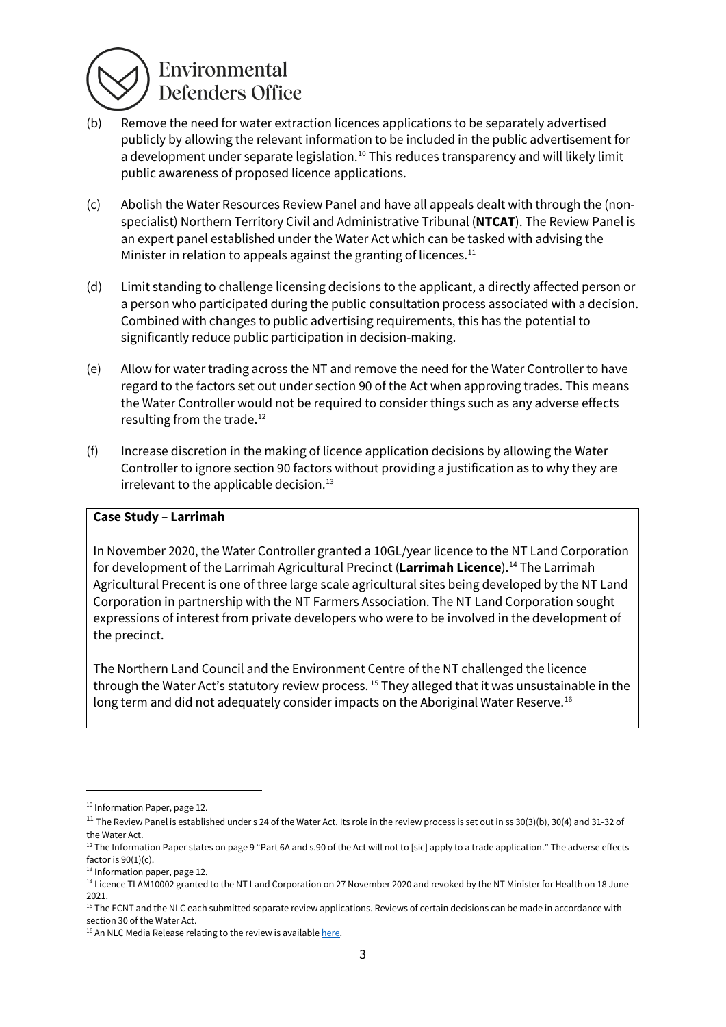(b) Remove the need for water extraction licences applications to be separately advertised publicly by allowing the relevant information to be included in the public advertisement for a development under separate legislation.[10] This reduces transparency and will likely limit public awareness of proposed licence applications.

(c) Abolish the Water Resources Review Panel and have all appeals dealt with through the (non-specialist) Northern Territory Civil and Administrative Tribunal (**NTCAT**). The Review Panel is an expert panel established under the Water Act which can be tasked with advising the Minister in relation to appeals against the granting of licences.[11]

(d) Limit standing to challenge licensing decisions to the applicant, a directly affected person or a person who participated during the public consultation process associated with a decision. Combined with changes to public advertising requirements, this has the potential to significantly reduce public participation in decision-making.

(e) Allow for water trading across the NT and remove the need for the Water Controller to have regard to the factors set out under section 90 of the Act when approving trades. This means the Water Controller would not be required to consider things such as any adverse effects resulting from the trade.[12]

(f) Increase discretion in the making of licence application decisions by allowing the Water Controller to ignore section 90 factors without providing a justification as to why they are irrelevant to the applicable decision.[13]

**Case Study – Larrimah**

In November 2020, the Water Controller granted a 10GL/year licence to the NT Land Corporation for development of the Larrimah Agricultural Precinct (**Larrimah Licence**).[14] The Larrimah Agricultural Precent is one of three large scale agricultural sites being developed by the NT Land Corporation in partnership with the NT Farmers Association. The NT Land Corporation sought expressions of interest from private developers who were to be involved in the development of the precinct.

The Northern Land Council and the Environment Centre of the NT challenged the licence through the Water Act's statutory review process.[15] They alleged that it was unsustainable in the long term and did not adequately consider impacts on the Aboriginal Water Reserve.[16]

---

[10] Information Paper, page 12.

[11] The Review Panel is established under s 24 of the Water Act. Its role in the review process is set out in ss 30(3)(b), 30(4) and 31-32 of the Water Act.

[12] The Information Paper states on page 9 "Part 6A and s.90 of the Act will not to [sic] apply to a trade application." The adverse effects factor is 90(1)(c).

[13] Information paper, page 12.

[14] Licence TLAM10002 granted to the NT Land Corporation on 27 November 2020 and revoked by the NT Minister for Health on 18 June 2021.

[15] The ECNT and the NLC each submitted separate review applications. Reviews of certain decisions can be made in accordance with section 30 of the Water Act.

[16] An NLC Media Release relating to the review is available here.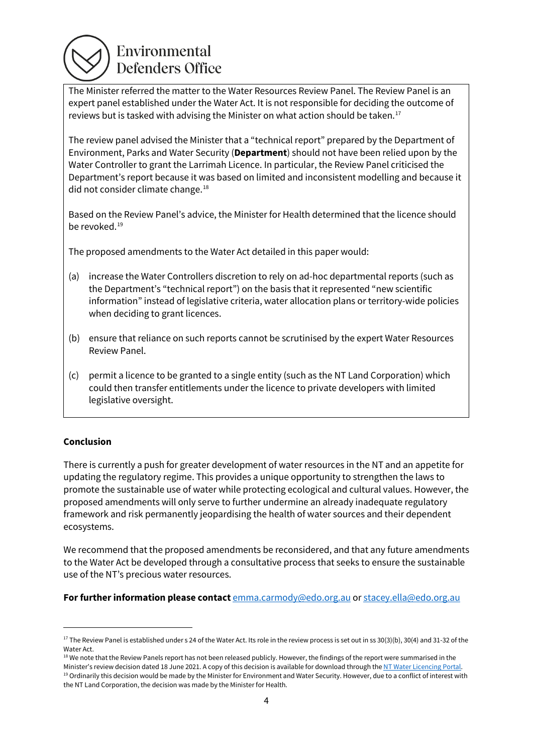The Minister referred the matter to the Water Resources Review Panel. The Review Panel is an expert panel established under the Water Act. It is not responsible for deciding the outcome of reviews but is tasked with advising the Minister on what action should be taken.[17]

The review panel advised the Minister that a "technical report" prepared by the Department of Environment, Parks and Water Security (**Department**) should not have been relied upon by the Water Controller to grant the Larrimah Licence. In particular, the Review Panel criticised the Department's report because it was based on limited and inconsistent modelling and because it did not consider climate change.[18]

Based on the Review Panel's advice, the Minister for Health determined that the licence should be revoked.[19]

The proposed amendments to the Water Act detailed in this paper would:

(a) increase the Water Controllers discretion to rely on ad-hoc departmental reports (such as the Department's "technical report") on the basis that it represented "new scientific information" instead of legislative criteria, water allocation plans or territory-wide policies when deciding to grant licences.

(b) ensure that reliance on such reports cannot be scrutinised by the expert Water Resources Review Panel.

(c) permit a licence to be granted to a single entity (such as the NT Land Corporation) which could then transfer entitlements under the licence to private developers with limited legislative oversight.

**Conclusion**

There is currently a push for greater development of water resources in the NT and an appetite for updating the regulatory regime. This provides a unique opportunity to strengthen the laws to promote the sustainable use of water while protecting ecological and cultural values. However, the proposed amendments will only serve to further undermine an already inadequate regulatory framework and risk permanently jeopardising the health of water sources and their dependent ecosystems.

We recommend that the proposed amendments be reconsidered, and that any future amendments to the Water Act be developed through a consultative process that seeks to ensure the sustainable use of the NT's precious water resources.

**For further information please contact** emma.carmody@edo.org.au or stacey.ella@edo.org.au

---

[17] The Review Panel is established under s 24 of the Water Act. Its role in the review process is set out in ss 30(3)(b), 30(4) and 31-32 of the Water Act.

[18] We note that the Review Panels report has not been released publicly. However, the findings of the report were summarised in the Minister's review decision dated 18 June 2021. A copy of this decision is available for download through the NT Water Licencing Portal.

[19] Ordinarily this decision would be made by the Minister for Environment and Water Security. However, due to a conflict of interest with the NT Land Corporation, the decision was made by the Minister for Health.